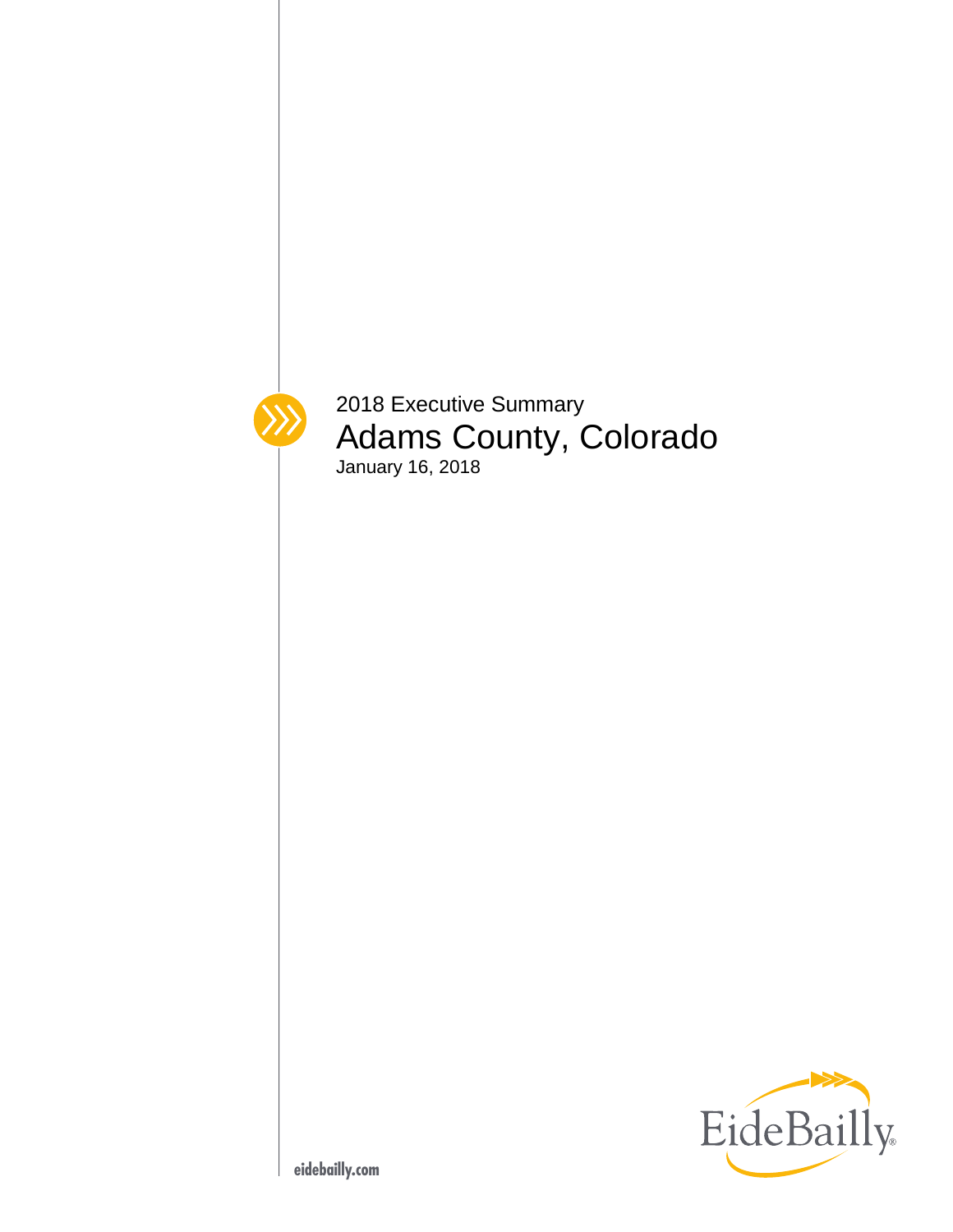2018 Executive Summary

# Adams County, Colorado

January 16, 2018

EideBailly

eidebailly.com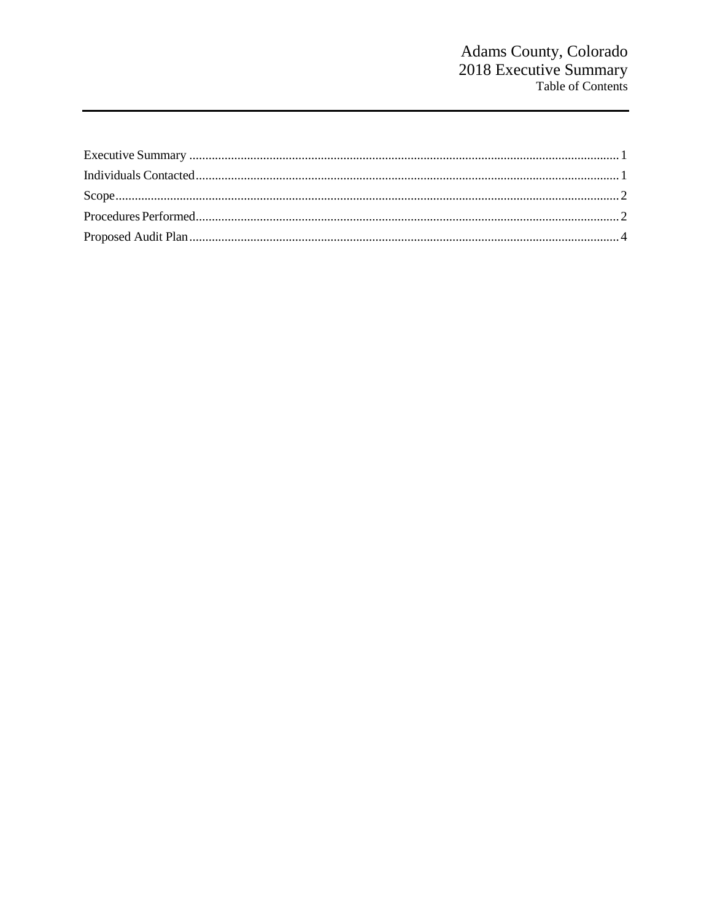# Adams County, Colorado
## 2018 Executive Summary
### Table of Contents

| | |
|---|---|
| Executive Summary | 1 |
| Individuals Contacted | 1 |
| Scope | 2 |
| Procedures Performed | 2 |
| Proposed Audit Plan | 4 |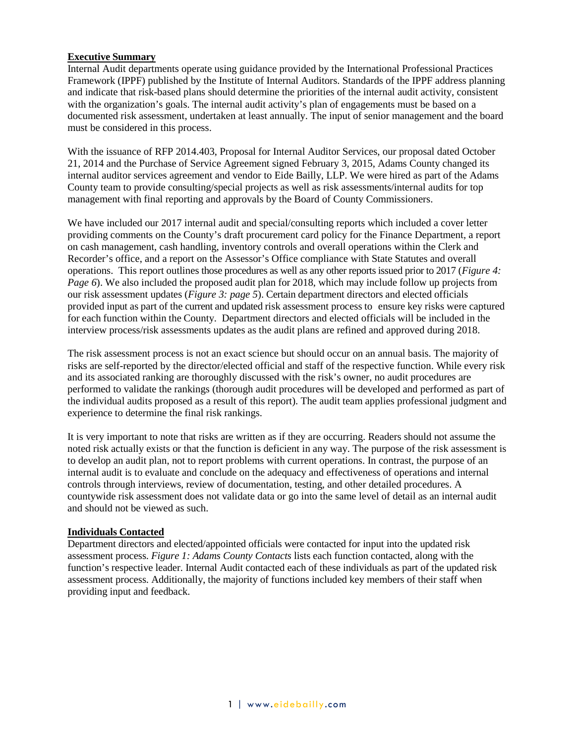## Executive Summary

Internal Audit departments operate using guidance provided by the International Professional Practices Framework (IPPF) published by the Institute of Internal Auditors. Standards of the IPPF address planning and indicate that risk-based plans should determine the priorities of the internal audit activity, consistent with the organization's goals. The internal audit activity's plan of engagements must be based on a documented risk assessment, undertaken at least annually. The input of senior management and the board must be considered in this process.

With the issuance of RFP 2014.403, Proposal for Internal Auditor Services, our proposal dated October 21, 2014 and the Purchase of Service Agreement signed February 3, 2015, Adams County changed its internal auditor services agreement and vendor to Eide Bailly, LLP. We were hired as part of the Adams County team to provide consulting/special projects as well as risk assessments/internal audits for top management with final reporting and approvals by the Board of County Commissioners.

We have included our 2017 internal audit and special/consulting reports which included a cover letter providing comments on the County's draft procurement card policy for the Finance Department, a report on cash management, cash handling, inventory controls and overall operations within the Clerk and Recorder's office, and a report on the Assessor's Office compliance with State Statutes and overall operations. This report outlines those procedures as well as any other reports issued prior to 2017 (*Figure 4: Page 6*). We also included the proposed audit plan for 2018, which may include follow up projects from our risk assessment updates (*Figure 3: page 5*). Certain department directors and elected officials provided input as part of the current and updated risk assessment process to ensure key risks were captured for each function within the County. Department directors and elected officials will be included in the interview process/risk assessments updates as the audit plans are refined and approved during 2018.

The risk assessment process is not an exact science but should occur on an annual basis. The majority of risks are self-reported by the director/elected official and staff of the respective function. While every risk and its associated ranking are thoroughly discussed with the risk's owner, no audit procedures are performed to validate the rankings (thorough audit procedures will be developed and performed as part of the individual audits proposed as a result of this report). The audit team applies professional judgment and experience to determine the final risk rankings.

It is very important to note that risks are written as if they are occurring. Readers should not assume the noted risk actually exists or that the function is deficient in any way. The purpose of the risk assessment is to develop an audit plan, not to report problems with current operations. In contrast, the purpose of an internal audit is to evaluate and conclude on the adequacy and effectiveness of operations and internal controls through interviews, review of documentation, testing, and other detailed procedures. A countywide risk assessment does not validate data or go into the same level of detail as an internal audit and should not be viewed as such.

## Individuals Contacted

Department directors and elected/appointed officials were contacted for input into the updated risk assessment process. *Figure 1: Adams County Contacts* lists each function contacted, along with the function's respective leader. Internal Audit contacted each of these individuals as part of the updated risk assessment process. Additionally, the majority of functions included key members of their staff when providing input and feedback.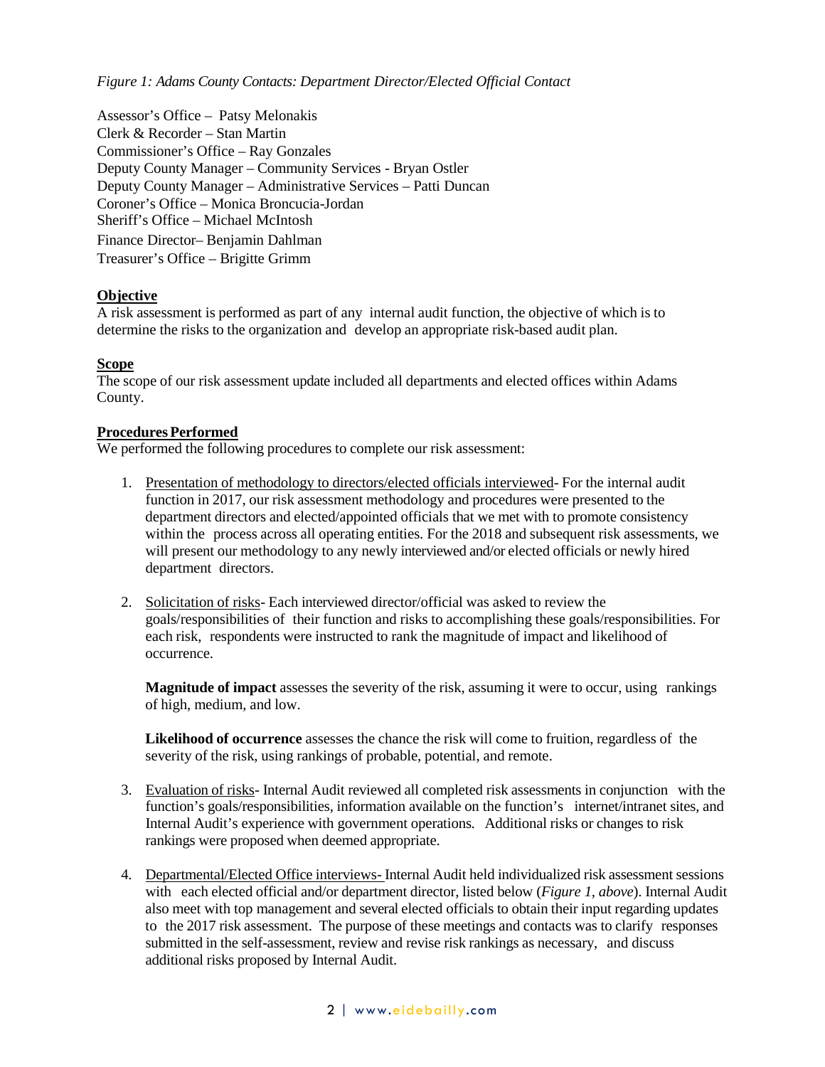*Figure 1: Adams County Contacts: Department Director/Elected Official Contact*

Assessor's Office – Patsy Melonakis
Clerk & Recorder – Stan Martin
Commissioner's Office – Ray Gonzales
Deputy County Manager – Community Services - Bryan Ostler
Deputy County Manager – Administrative Services – Patti Duncan
Coroner's Office – Monica Broncucia-Jordan
Sheriff's Office – Michael McIntosh
Finance Director– Benjamin Dahlman
Treasurer's Office – Brigitte Grimm

## Objective

A risk assessment is performed as part of any internal audit function, the objective of which is to determine the risks to the organization and develop an appropriate risk-based audit plan.

## Scope

The scope of our risk assessment update included all departments and elected offices within Adams County.

## Procedures Performed

We performed the following procedures to complete our risk assessment:

1. Presentation of methodology to directors/elected officials interviewed- For the internal audit function in 2017, our risk assessment methodology and procedures were presented to the department directors and elected/appointed officials that we met with to promote consistency within the process across all operating entities. For the 2018 and subsequent risk assessments, we will present our methodology to any newly interviewed and/or elected officials or newly hired department directors.

2. Solicitation of risks- Each interviewed director/official was asked to review the goals/responsibilities of their function and risks to accomplishing these goals/responsibilities. For each risk, respondents were instructed to rank the magnitude of impact and likelihood of occurrence.

   **Magnitude of impact** assesses the severity of the risk, assuming it were to occur, using rankings of high, medium, and low.

   **Likelihood of occurrence** assesses the chance the risk will come to fruition, regardless of the severity of the risk, using rankings of probable, potential, and remote.

3. Evaluation of risks- Internal Audit reviewed all completed risk assessments in conjunction with the function's goals/responsibilities, information available on the function's internet/intranet sites, and Internal Audit's experience with government operations. Additional risks or changes to risk rankings were proposed when deemed appropriate.

4. Departmental/Elected Office interviews- Internal Audit held individualized risk assessment sessions with each elected official and/or department director, listed below (*Figure 1, above*). Internal Audit also meet with top management and several elected officials to obtain their input regarding updates to the 2017 risk assessment. The purpose of these meetings and contacts was to clarify responses submitted in the self-assessment, review and revise risk rankings as necessary, and discuss additional risks proposed by Internal Audit.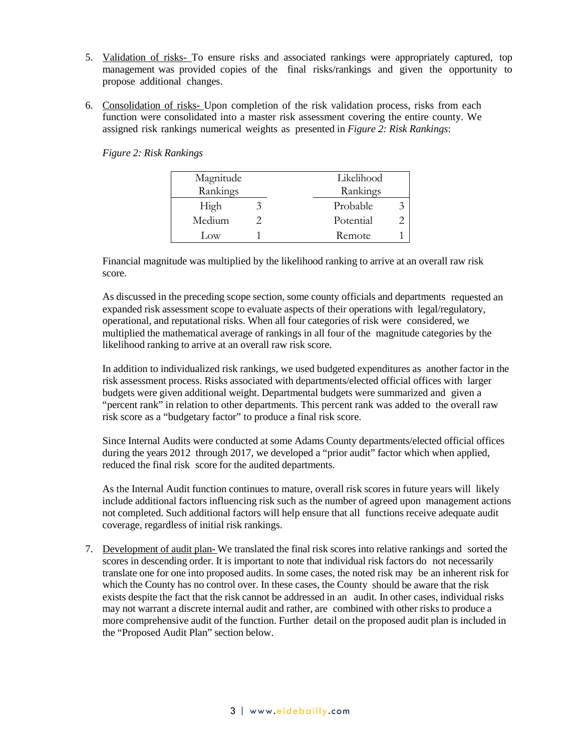5. Validation of risks- To ensure risks and associated rankings were appropriately captured, top management was provided copies of the final risks/rankings and given the opportunity to propose additional changes.

6. Consolidation of risks- Upon completion of the risk validation process, risks from each function were consolidated into a master risk assessment covering the entire county. We assigned risk rankings numerical weights as presented in *Figure 2: Risk Rankings*:

   *Figure 2: Risk Rankings*

   | Magnitude Rankings | | | Likelihood Rankings | |
   |---|---|---|---|---|
   | High | 3 | | Probable | 3 |
   | Medium | 2 | | Potential | 2 |
   | Low | 1 | | Remote | 1 |

   Financial magnitude was multiplied by the likelihood ranking to arrive at an overall raw risk score.

   As discussed in the preceding scope section, some county officials and departments requested an expanded risk assessment scope to evaluate aspects of their operations with legal/regulatory, operational, and reputational risks. When all four categories of risk were considered, we multiplied the mathematical average of rankings in all four of the magnitude categories by the likelihood ranking to arrive at an overall raw risk score.

   In addition to individualized risk rankings, we used budgeted expenditures as another factor in the risk assessment process. Risks associated with departments/elected official offices with larger budgets were given additional weight. Departmental budgets were summarized and given a "percent rank" in relation to other departments. This percent rank was added to the overall raw risk score as a "budgetary factor" to produce a final risk score.

   Since Internal Audits were conducted at some Adams County departments/elected official offices during the years 2012 through 2017, we developed a "prior audit" factor which when applied, reduced the final risk score for the audited departments.

   As the Internal Audit function continues to mature, overall risk scores in future years will likely include additional factors influencing risk such as the number of agreed upon management actions not completed. Such additional factors will help ensure that all functions receive adequate audit coverage, regardless of initial risk rankings.

7. Development of audit plan- We translated the final risk scores into relative rankings and sorted the scores in descending order. It is important to note that individual risk factors do not necessarily translate one for one into proposed audits. In some cases, the noted risk may be an inherent risk for which the County has no control over. In these cases, the County should be aware that the risk exists despite the fact that the risk cannot be addressed in an audit. In other cases, individual risks may not warrant a discrete internal audit and rather, are combined with other risks to produce a more comprehensive audit of the function. Further detail on the proposed audit plan is included in the "Proposed Audit Plan" section below.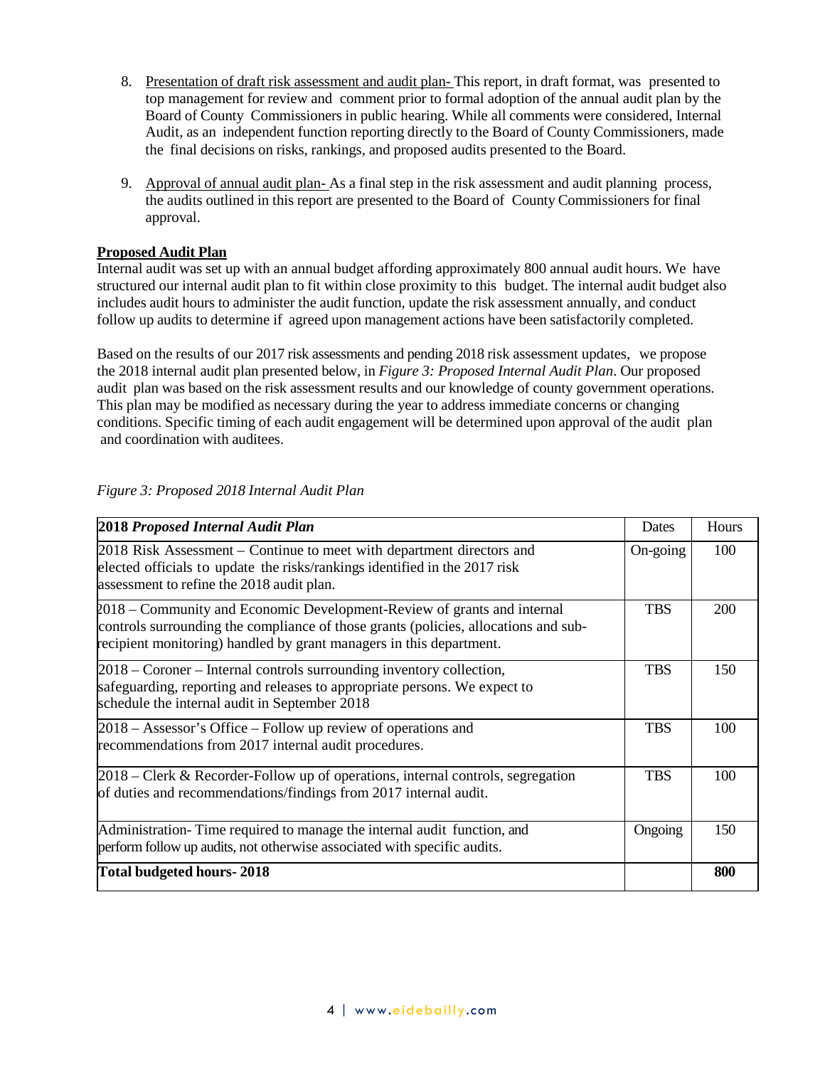8. Presentation of draft risk assessment and audit plan- This report, in draft format, was presented to top management for review and comment prior to formal adoption of the annual audit plan by the Board of County Commissioners in public hearing. While all comments were considered, Internal Audit, as an independent function reporting directly to the Board of County Commissioners, made the final decisions on risks, rankings, and proposed audits presented to the Board.

9. Approval of annual audit plan- As a final step in the risk assessment and audit planning process, the audits outlined in this report are presented to the Board of County Commissioners for final approval.

**Proposed Audit Plan**

Internal audit was set up with an annual budget affording approximately 800 annual audit hours. We have structured our internal audit plan to fit within close proximity to this budget. The internal audit budget also includes audit hours to administer the audit function, update the risk assessment annually, and conduct follow up audits to determine if agreed upon management actions have been satisfactorily completed.

Based on the results of our 2017 risk assessments and pending 2018 risk assessment updates, we propose the 2018 internal audit plan presented below, in *Figure 3: Proposed Internal Audit Plan*. Our proposed audit plan was based on the risk assessment results and our knowledge of county government operations. This plan may be modified as necessary during the year to address immediate concerns or changing conditions. Specific timing of each audit engagement will be determined upon approval of the audit plan and coordination with auditees.

*Figure 3: Proposed 2018 Internal Audit Plan*

| **2018** ***Proposed Internal Audit Plan*** | Dates | Hours |
|---|---|---|
| 2018 Risk Assessment – Continue to meet with department directors and elected officials to update the risks/rankings identified in the 2017 risk assessment to refine the 2018 audit plan. | On-going | 100 |
| 2018 – Community and Economic Development-Review of grants and internal controls surrounding the compliance of those grants (policies, allocations and sub-recipient monitoring) handled by grant managers in this department. | TBS | 200 |
| 2018 – Coroner – Internal controls surrounding inventory collection, safeguarding, reporting and releases to appropriate persons. We expect to schedule the internal audit in September 2018 | TBS | 150 |
| 2018 – Assessor's Office – Follow up review of operations and recommendations from 2017 internal audit procedures. | TBS | 100 |
| 2018 – Clerk & Recorder-Follow up of operations, internal controls, segregation of duties and recommendations/findings from 2017 internal audit. | TBS | 100 |
| Administration- Time required to manage the internal audit function, and perform follow up audits, not otherwise associated with specific audits. | Ongoing | 150 |
| **Total budgeted hours- 2018** | | **800** |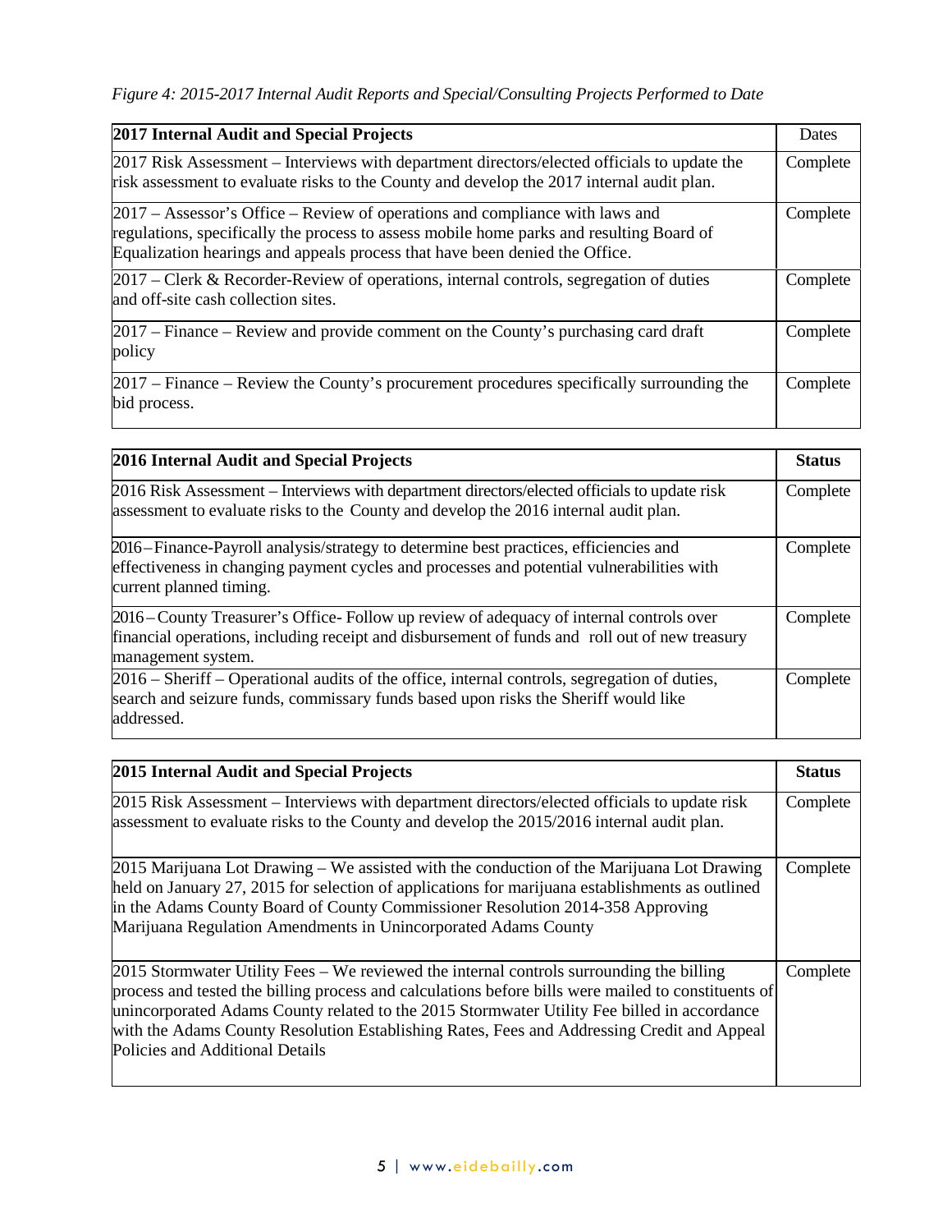*Figure 4: 2015-2017 Internal Audit Reports and Special/Consulting Projects Performed to Date*

| 2017 Internal Audit and Special Projects | Dates |
|---|---|
| 2017 Risk Assessment – Interviews with department directors/elected officials to update the risk assessment to evaluate risks to the County and develop the 2017 internal audit plan. | Complete |
| 2017 – Assessor's Office – Review of operations and compliance with laws and regulations, specifically the process to assess mobile home parks and resulting Board of Equalization hearings and appeals process that have been denied the Office. | Complete |
| 2017 – Clerk & Recorder-Review of operations, internal controls, segregation of duties and off-site cash collection sites. | Complete |
| 2017 – Finance – Review and provide comment on the County's purchasing card draft policy | Complete |
| 2017 – Finance – Review the County's procurement procedures specifically surrounding the bid process. | Complete |

| 2016 Internal Audit and Special Projects | Status |
|---|---|
| 2016 Risk Assessment – Interviews with department directors/elected officials to update risk assessment to evaluate risks to the County and develop the 2016 internal audit plan. | Complete |
| 2016 – Finance-Payroll analysis/strategy to determine best practices, efficiencies and effectiveness in changing payment cycles and processes and potential vulnerabilities with current planned timing. | Complete |
| 2016 – County Treasurer's Office- Follow up review of adequacy of internal controls over financial operations, including receipt and disbursement of funds and roll out of new treasury management system. | Complete |
| 2016 – Sheriff – Operational audits of the office, internal controls, segregation of duties, search and seizure funds, commissary funds based upon risks the Sheriff would like addressed. | Complete |

| 2015 Internal Audit and Special Projects | Status |
|---|---|
| 2015 Risk Assessment – Interviews with department directors/elected officials to update risk assessment to evaluate risks to the County and develop the 2015/2016 internal audit plan. | Complete |
| 2015 Marijuana Lot Drawing – We assisted with the conduction of the Marijuana Lot Drawing held on January 27, 2015 for selection of applications for marijuana establishments as outlined in the Adams County Board of County Commissioner Resolution 2014-358 Approving Marijuana Regulation Amendments in Unincorporated Adams County | Complete |
| 2015 Stormwater Utility Fees – We reviewed the internal controls surrounding the billing process and tested the billing process and calculations before bills were mailed to constituents of unincorporated Adams County related to the 2015 Stormwater Utility Fee billed in accordance with the Adams County Resolution Establishing Rates, Fees and Addressing Credit and Appeal Policies and Additional Details | Complete |